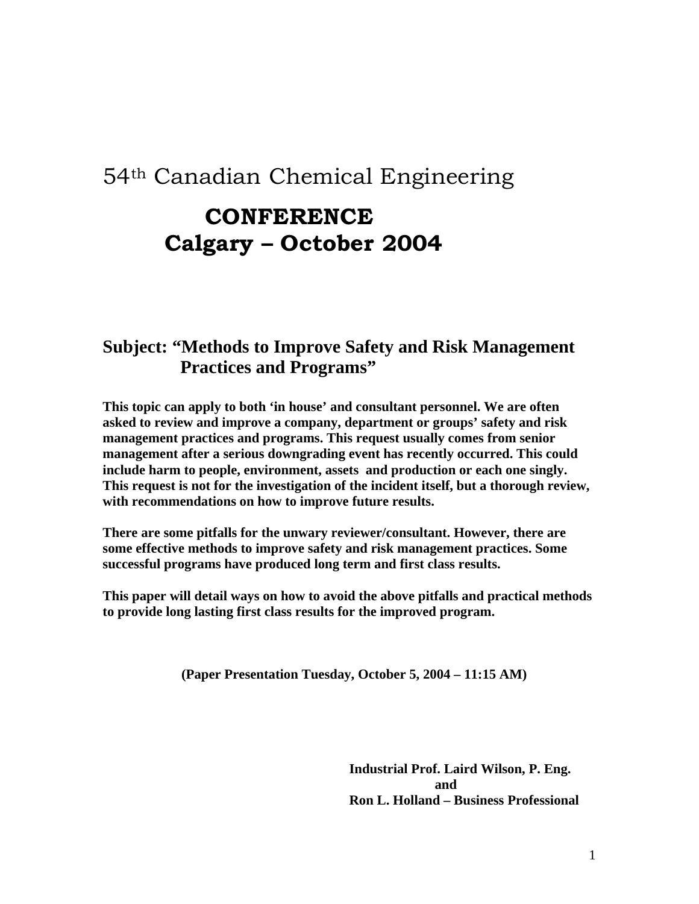# 54th Canadian Chemical Engineering

## CONFERENCE
## Calgary – October 2004

### Subject: "Methods to Improve Safety and Risk Management Practices and Programs"

**This topic can apply to both 'in house' and consultant personnel. We are often asked to review and improve a company, department or groups' safety and risk management practices and programs. This request usually comes from senior management after a serious downgrading event has recently occurred. This could include harm to people, environment, assets and production or each one singly. This request is not for the investigation of the incident itself, but a thorough review, with recommendations on how to improve future results.**

**There are some pitfalls for the unwary reviewer/consultant. However, there are some effective methods to improve safety and risk management practices. Some successful programs have produced long term and first class results.**

**This paper will detail ways on how to avoid the above pitfalls and practical methods to provide long lasting first class results for the improved program.**

**(Paper Presentation Tuesday, October 5, 2004 – 11:15 AM)**

**Industrial Prof. Laird Wilson, P. Eng.**
**and**
**Ron L. Holland – Business Professional**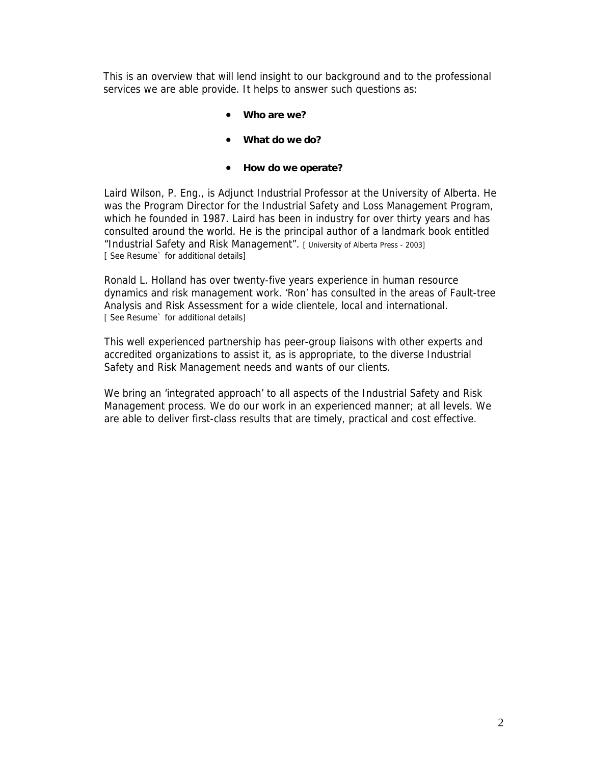This is an overview that will lend insight to our background and to the professional services we are able provide. It helps to answer such questions as:

- **Who are we?**
- **What do we do?**
- **How do we operate?**

Laird Wilson, P. Eng., is Adjunct Industrial Professor at the University of Alberta. He was the Program Director for the Industrial Safety and Loss Management Program, which he founded in 1987. Laird has been in industry for over thirty years and has consulted around the world. He is the principal author of a landmark book entitled "Industrial Safety and Risk Management". [ University of Alberta Press - 2003]
[ See Resume` for additional details]

Ronald L. Holland has over twenty-five years experience in human resource dynamics and risk management work. 'Ron' has consulted in the areas of Fault-tree Analysis and Risk Assessment for a wide clientele, local and international.
[ See Resume` for additional details]

This well experienced partnership has peer-group liaisons with other experts and accredited organizations to assist it, as is appropriate, to the diverse Industrial Safety and Risk Management needs and wants of our clients.

We bring an 'integrated approach' to all aspects of the Industrial Safety and Risk Management process. We do our work in an experienced manner; at all levels. We are able to deliver first-class results that are timely, practical and cost effective.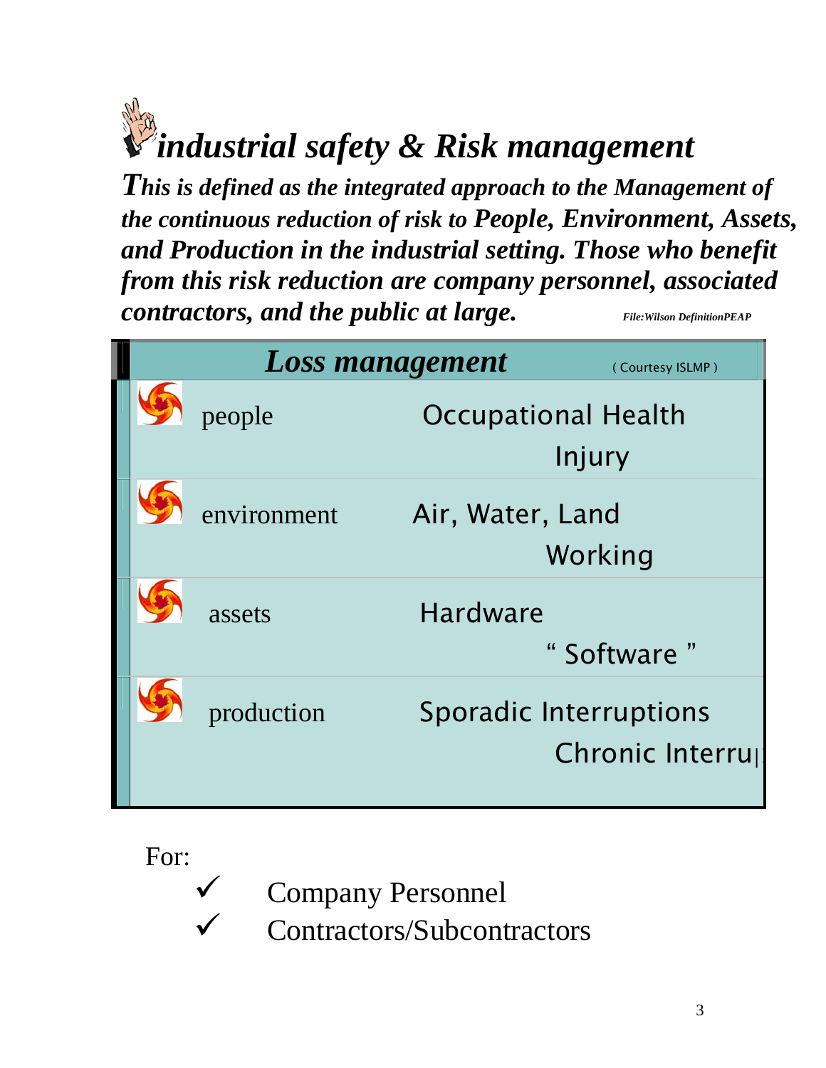# *industrial safety & Risk management*

***This is defined as the integrated approach to the Management of the continuous reduction of risk to People, Environment, Assets, and Production in the industrial setting. Those who benefit from this risk reduction are company personnel, associated contractors, and the public at large.*** *File:Wilson DefinitionPEAP*

| ***Loss management*** | ( Courtesy ISLMP ) |
|---|---|
| people | Occupational Health<br>Injury |
| environment | Air, Water, Land<br>Working |
| assets | Hardware<br>" Software " |
| production | Sporadic Interruptions<br>Chronic Interru |

For:

- ✓ Company Personnel
- ✓ Contractors/Subcontractors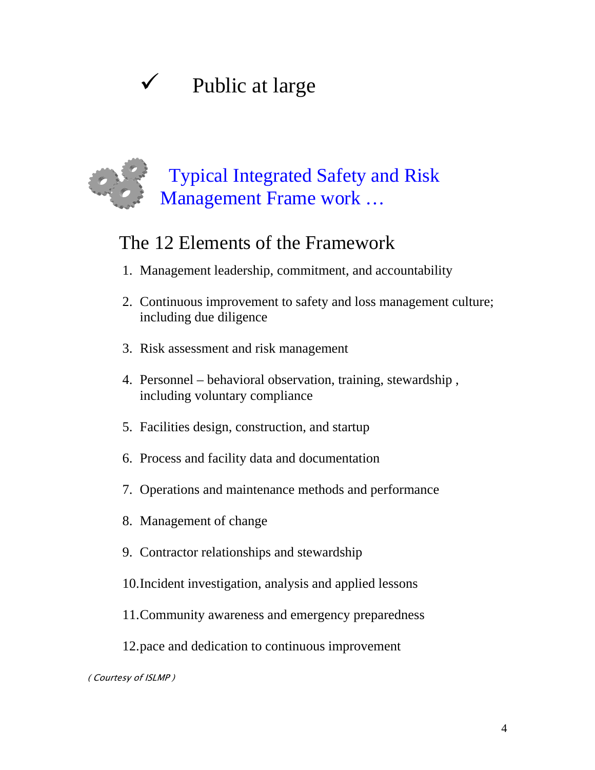- ✓ Public at large

## Typical Integrated Safety and Risk Management Frame work …

### The 12 Elements of the Framework

1. Management leadership, commitment, and accountability
2. Continuous improvement to safety and loss management culture; including due diligence
3. Risk assessment and risk management
4. Personnel – behavioral observation, training, stewardship , including voluntary compliance
5. Facilities design, construction, and startup
6. Process and facility data and documentation
7. Operations and maintenance methods and performance
8. Management of change
9. Contractor relationships and stewardship
10. Incident investigation, analysis and applied lessons
11. Community awareness and emergency preparedness
12. pace and dedication to continuous improvement

*( Courtesy of ISLMP )*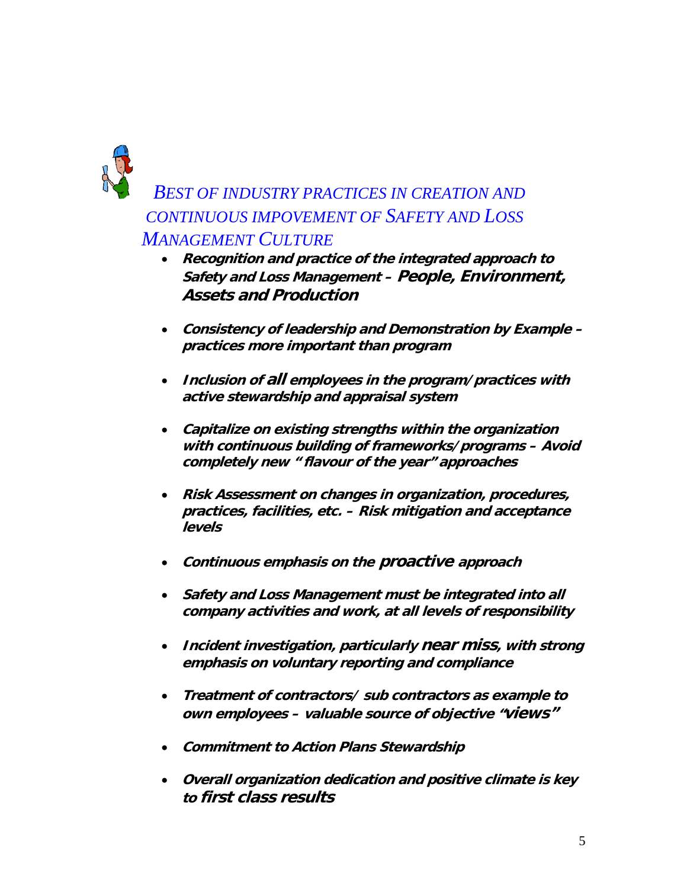## *BEST OF INDUSTRY PRACTICES IN CREATION AND CONTINUOUS IMPOVEMENT OF SAFETY AND LOSS MANAGEMENT CULTURE*

- ***Recognition and practice of the integrated approach to Safety and Loss Management – People, Environment, Assets and Production***
- ***Consistency of leadership and Demonstration by Example – practices more important than program***
- ***Inclusion of all employees in the program/practices with active stewardship and appraisal system***
- ***Capitalize on existing strengths within the organization with continuous building of frameworks/programs – Avoid completely new "flavour of the year" approaches***
- ***Risk Assessment on changes in organization, procedures, practices, facilities, etc. – Risk mitigation and acceptance levels***
- ***Continuous emphasis on the proactive approach***
- ***Safety and Loss Management must be integrated into all company activities and work, at all levels of responsibility***
- ***Incident investigation, particularly near miss, with strong emphasis on voluntary reporting and compliance***
- ***Treatment of contractors/ sub contractors as example to own employees – valuable source of objective "views"***
- ***Commitment to Action Plans Stewardship***
- ***Overall organization dedication and positive climate is key to first class results***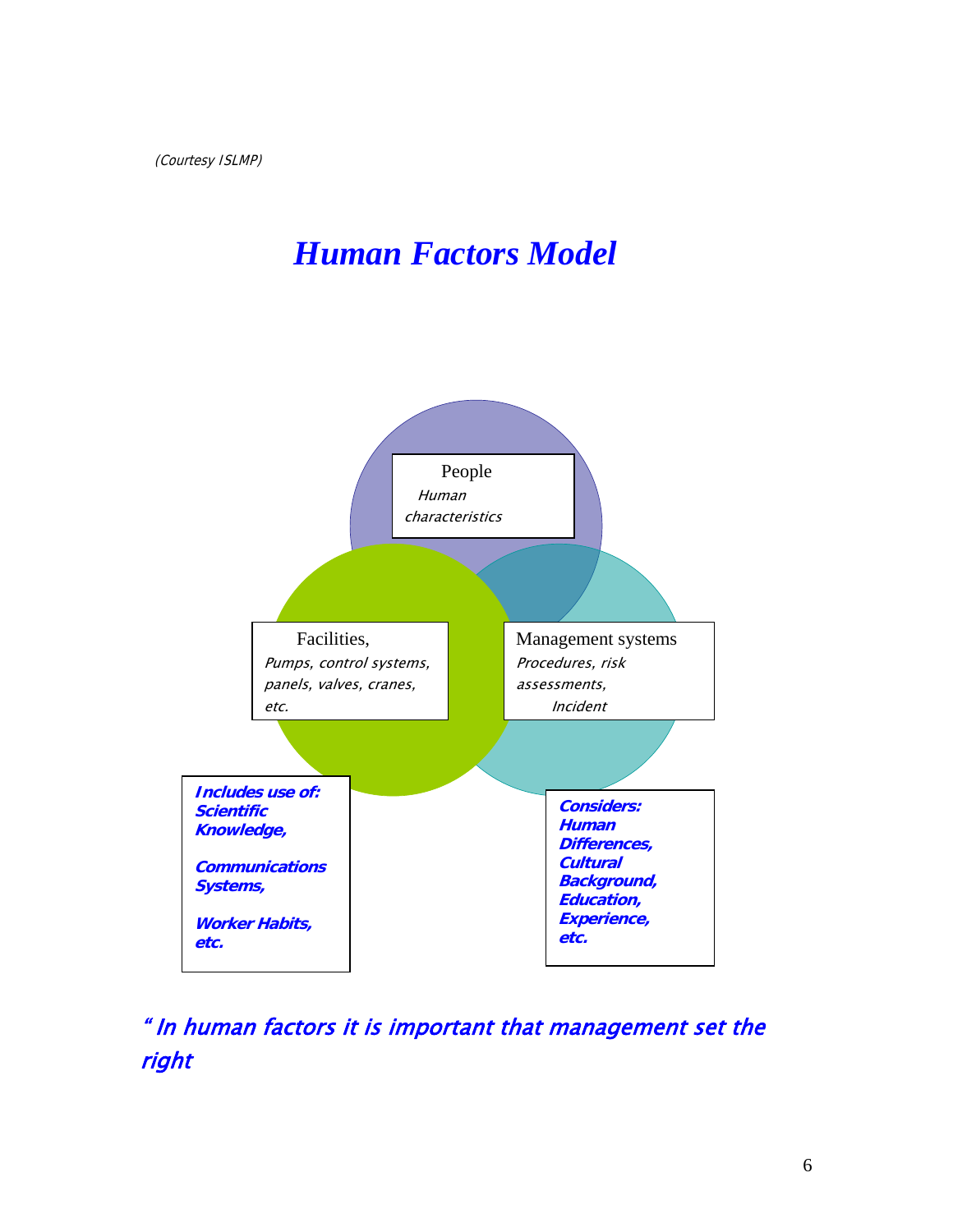(Courtesy ISLMP)

# *Human Factors Model*

People
*Human characteristics*

Facilities,
*Pumps, control systems, panels, valves, cranes, etc.*

Management systems
*Procedures, risk assessments, Incident*

***Includes use of:***
***Scientific Knowledge,***

***Communications Systems,***

***Worker Habits, etc.***

***Considers:***
***Human Differences,***
***Cultural Background,***
***Education,***
***Experience,***
***etc.***

*"In human factors it is important that management set the right*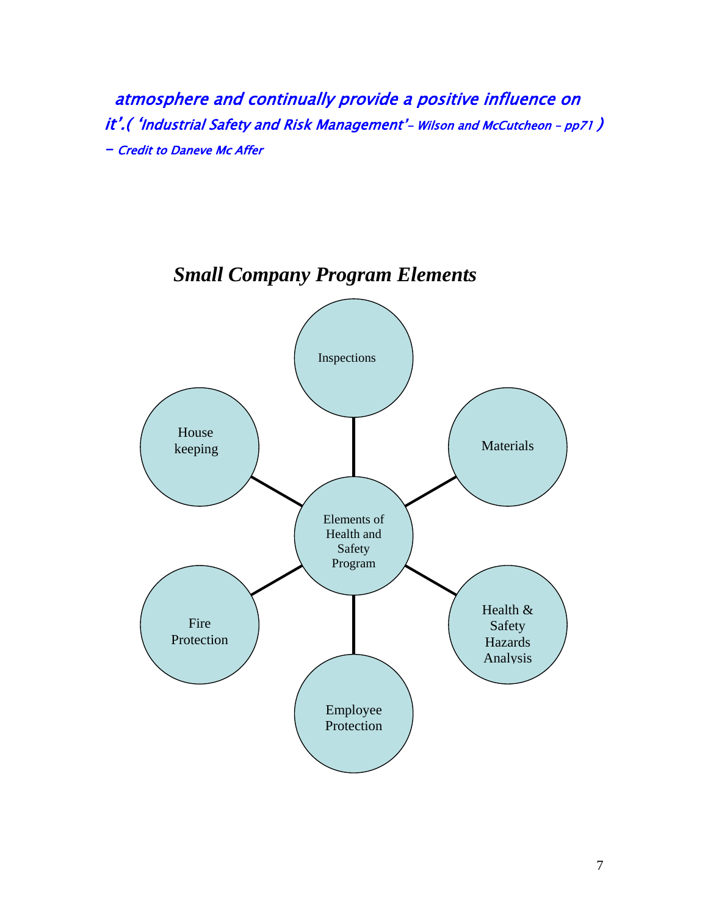*atmosphere and continually provide a positive influence on it'.( 'Industrial Safety and Risk Management'– Wilson and McCutcheon – pp71 )*

*– Credit to Daneve Mc Affer*

## *Small Company Program Elements*

Elements of Health and Safety Program

- Inspections
- Materials
- Health & Safety Hazards Analysis
- Employee Protection
- Fire Protection
- House keeping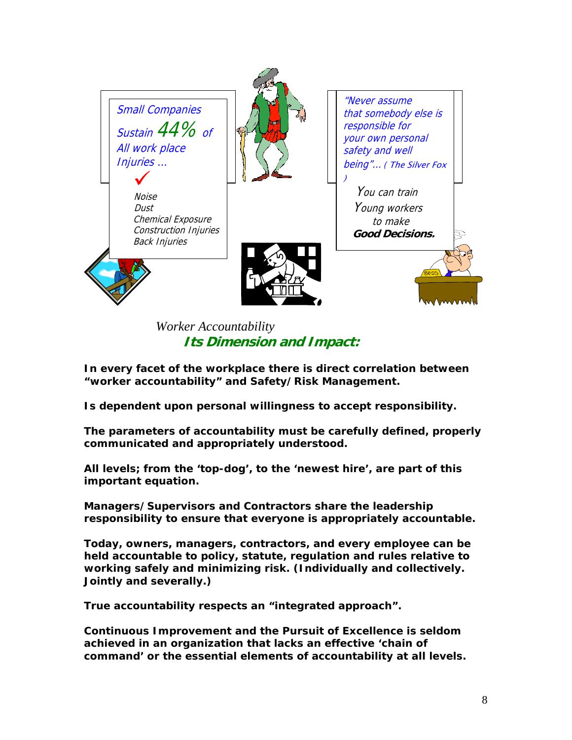*Small Companies Sustain 44% of All work place Injuries …*

- *Noise*
- *Dust*
- *Chemical Exposure*
- *Construction Injuries*
- *Back Injuries*

*"Never assume that somebody else is responsible for your own personal safety and well being"… ( The Silver Fox )*

*You can train Young workers to make* ***Good Decisions.***

*Worker Accountability*

## ***Its Dimension and Impact:***

**In every facet of the workplace there is direct correlation between "worker accountability" and Safety/Risk Management.**

**Is dependent upon personal willingness to accept responsibility.**

**The parameters of accountability must be carefully defined, properly communicated and appropriately understood.**

**All levels; from the 'top-dog', to the 'newest hire', are part of this important equation.**

**Managers/Supervisors and Contractors share the leadership responsibility to ensure that everyone is appropriately accountable.**

**Today, owners, managers, contractors, and every employee can be held accountable to policy, statute, regulation and rules relative to working safely and minimizing risk. (Individually and collectively. Jointly and severally.)**

**True accountability respects an "integrated approach".**

**Continuous Improvement and the Pursuit of Excellence is seldom achieved in an organization that lacks an effective 'chain of command' or the essential elements of accountability at all levels.**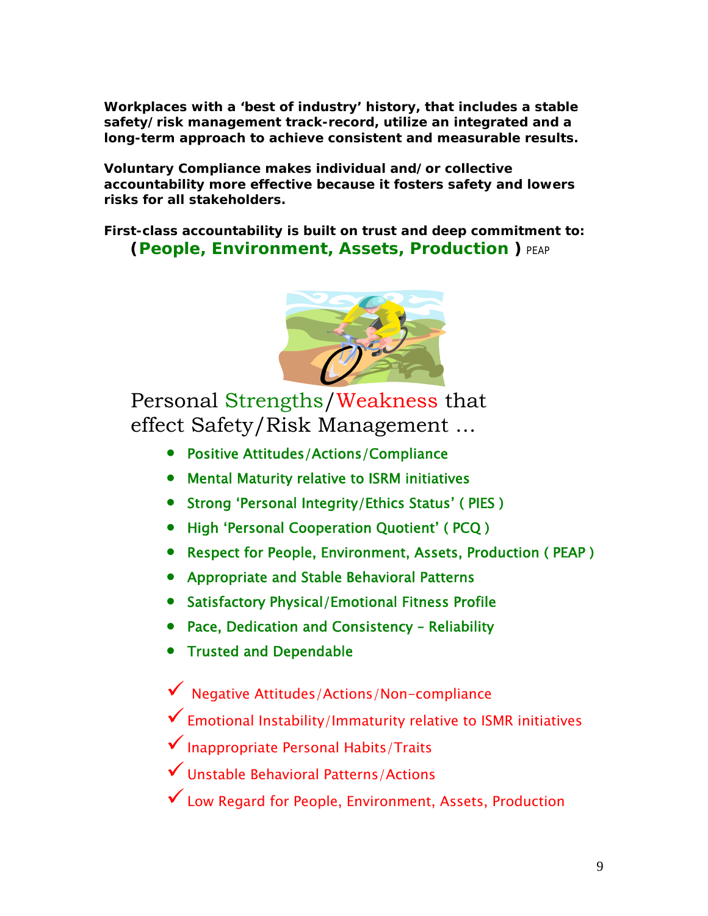**Workplaces with a 'best of industry' history, that includes a stable safety/ risk management track-record, utilize an integrated and a long-term approach to achieve consistent and measurable results.**

**Voluntary Compliance makes individual and/ or collective accountability more effective because it fosters safety and lowers risks for all stakeholders.**

**First-class accountability is built on trust and deep commitment to:**
**(People, Environment, Assets, Production )** PEAP

## Personal Strengths/Weakness that effect Safety/Risk Management …

- Positive Attitudes/Actions/Compliance
- Mental Maturity relative to ISRM initiatives
- Strong 'Personal Integrity/Ethics Status' ( PIES )
- High 'Personal Cooperation Quotient' ( PCQ )
- Respect for People, Environment, Assets, Production ( PEAP )
- Appropriate and Stable Behavioral Patterns
- Satisfactory Physical/Emotional Fitness Profile
- Pace, Dedication and Consistency – Reliability
- Trusted and Dependable

- ✓ Negative Attitudes/Actions/Non-compliance
- ✓ Emotional Instability/Immaturity relative to ISMR initiatives
- ✓ Inappropriate Personal Habits/Traits
- ✓ Unstable Behavioral Patterns/Actions
- ✓ Low Regard for People, Environment, Assets, Production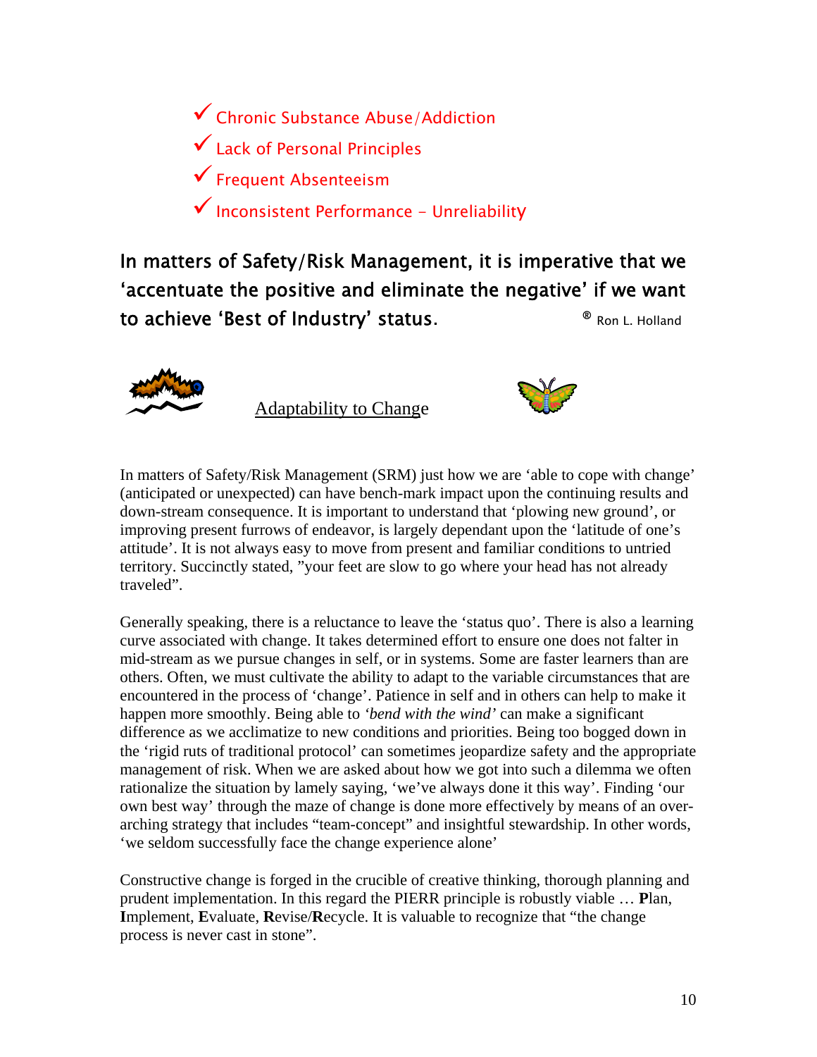- ✓ Chronic Substance Abuse/Addiction
- ✓ Lack of Personal Principles
- ✓ Frequent Absenteeism
- ✓ Inconsistent Performance – Unreliability

**In matters of Safety/Risk Management, it is imperative that we 'accentuate the positive and eliminate the negative' if we want to achieve 'Best of Industry' status.** ® Ron L. Holland

## Adaptability to Change

In matters of Safety/Risk Management (SRM) just how we are 'able to cope with change' (anticipated or unexpected) can have bench-mark impact upon the continuing results and down-stream consequence. It is important to understand that 'plowing new ground', or improving present furrows of endeavor, is largely dependant upon the 'latitude of one's attitude'. It is not always easy to move from present and familiar conditions to untried territory. Succinctly stated, "your feet are slow to go where your head has not already traveled".

Generally speaking, there is a reluctance to leave the 'status quo'. There is also a learning curve associated with change. It takes determined effort to ensure one does not falter in mid-stream as we pursue changes in self, or in systems. Some are faster learners than are others. Often, we must cultivate the ability to adapt to the variable circumstances that are encountered in the process of 'change'. Patience in self and in others can help to make it happen more smoothly. Being able to *'bend with the wind'* can make a significant difference as we acclimatize to new conditions and priorities. Being too bogged down in the 'rigid ruts of traditional protocol' can sometimes jeopardize safety and the appropriate management of risk. When we are asked about how we got into such a dilemma we often rationalize the situation by lamely saying, 'we've always done it this way'. Finding 'our own best way' through the maze of change is done more effectively by means of an over-arching strategy that includes "team-concept" and insightful stewardship. In other words, 'we seldom successfully face the change experience alone'

Constructive change is forged in the crucible of creative thinking, thorough planning and prudent implementation. In this regard the PIERR principle is robustly viable … **P**lan, **I**mplement, **E**valuate, **R**evise/**R**ecycle. It is valuable to recognize that "the change process is never cast in stone".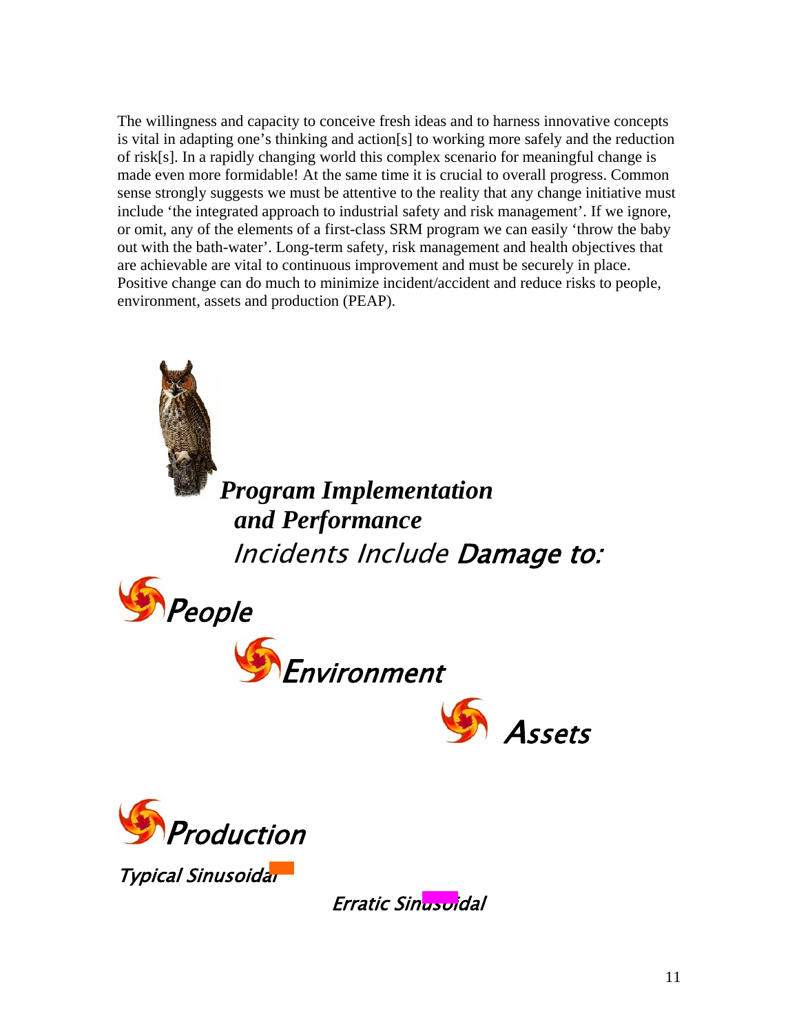The willingness and capacity to conceive fresh ideas and to harness innovative concepts is vital in adapting one's thinking and action[s] to working more safely and the reduction of risk[s]. In a rapidly changing world this complex scenario for meaningful change is made even more formidable! At the same time it is crucial to overall progress. Common sense strongly suggests we must be attentive to the reality that any change initiative must include 'the integrated approach to industrial safety and risk management'. If we ignore, or omit, any of the elements of a first-class SRM program we can easily 'throw the baby out with the bath-water'. Long-term safety, risk management and health objectives that are achievable are vital to continuous improvement and must be securely in place. Positive change can do much to minimize incident/accident and reduce risks to people, environment, assets and production (PEAP).

## *Program Implementation and Performance*

*Incidents Include* ***Damage to:***

***People***

***Environment***

***Assets***

***Production***

*Typical Sinusoidal*

*Erratic Sinusoidal*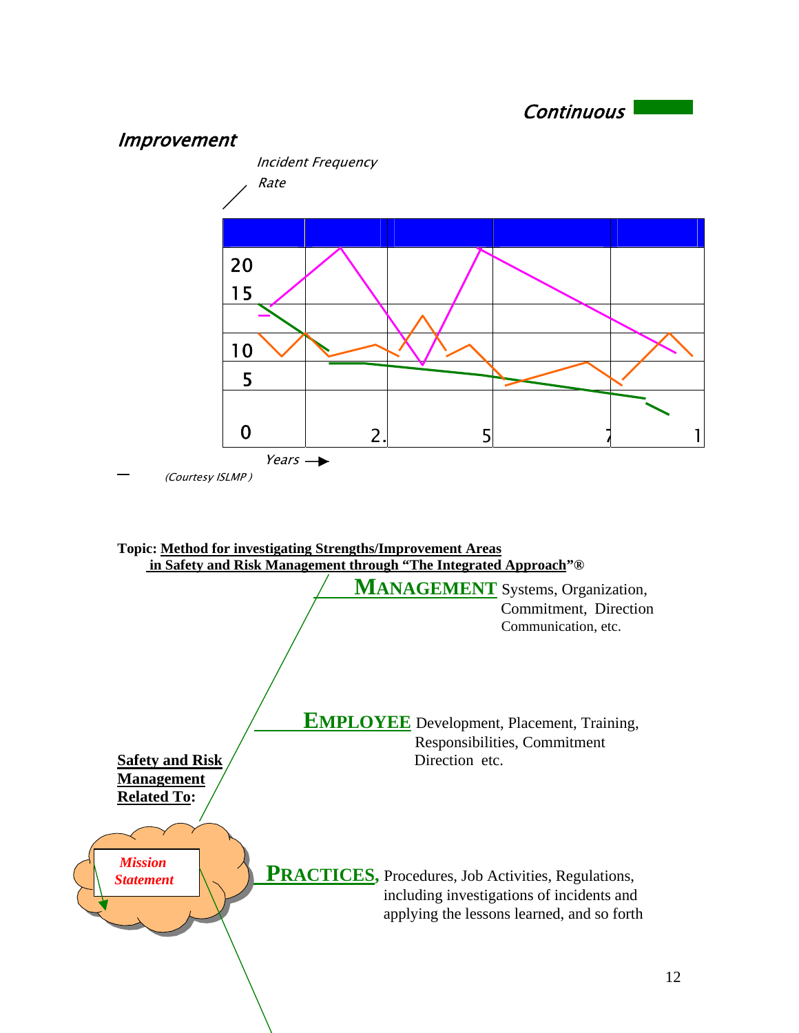*Continuous Improvement*

*Incident Frequency Rate*

| | | | | |
|---|---|---|---|---|
| 20 | | | | |
| 15 | | | | |
| 10 | | | | |
| 5 | | | | |
| 0 | 2. | 5 | 7 | 1 |

*Years →*

*(Courtesy ISLMP )*

**Topic: <u>Method for investigating Strengths/Improvement Areas in Safety and Risk Management through "The Integrated Approach"</u>®**

**<u>Safety and Risk Management Related To</u>:**

*Mission Statement*

**MANAGEMENT** Systems, Organization, Commitment, Direction Communication, etc.

**EMPLOYEE** Development, Placement, Training, Responsibilities, Commitment Direction etc.

**PRACTICES,** Procedures, Job Activities, Regulations, including investigations of incidents and applying the lessons learned, and so forth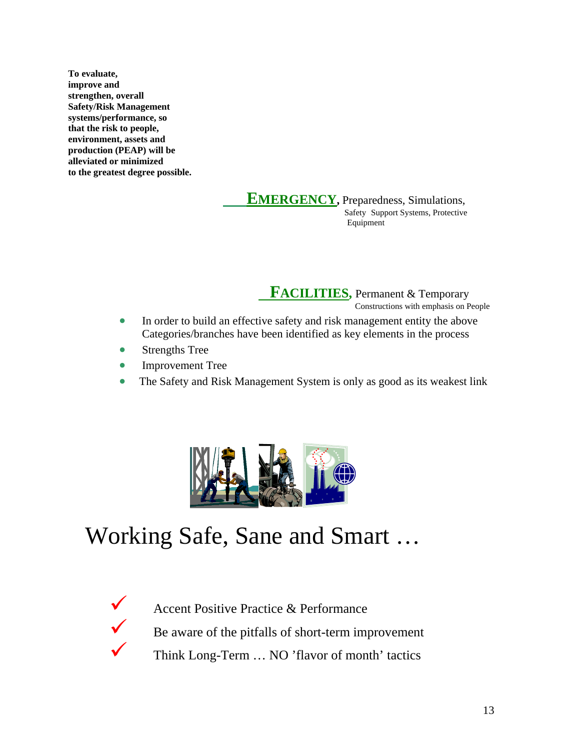**To evaluate, improve and strengthen, overall Safety/Risk Management systems/performance, so that the risk to people, environment, assets and production (PEAP) will be alleviated or minimized to the greatest degree possible.**

**EMERGENCY**, Preparedness, Simulations, Safety Support Systems, Protective Equipment

**FACILITIES**, Permanent & Temporary Constructions with emphasis on People

- In order to build an effective safety and risk management entity the above Categories/branches have been identified as key elements in the process
- Strengths Tree
- Improvement Tree
- The Safety and Risk Management System is only as good as its weakest link

# Working Safe, Sane and Smart …

- ✓ Accent Positive Practice & Performance
- ✓ Be aware of the pitfalls of short-term improvement
- ✓ Think Long-Term … NO ’flavor of month’ tactics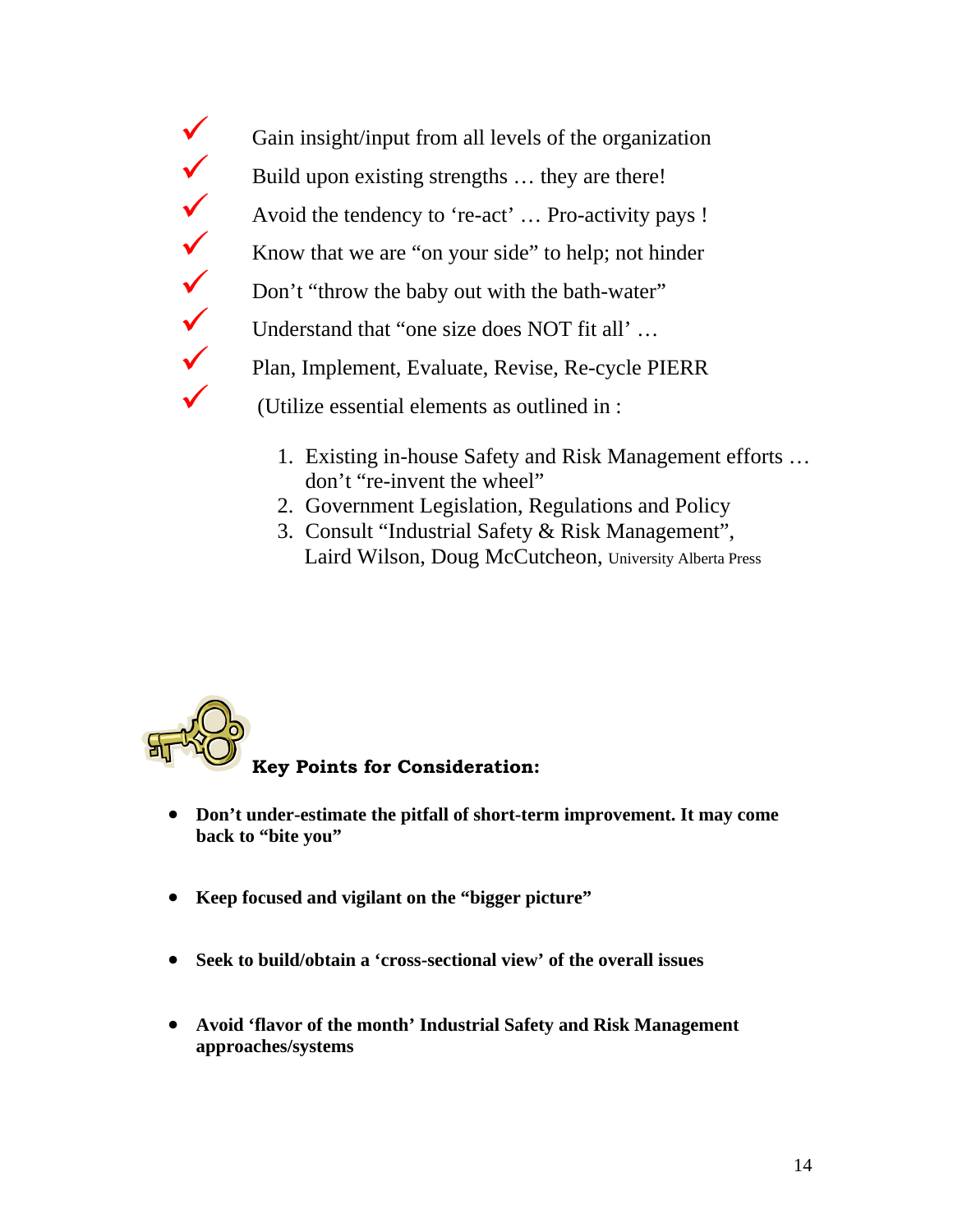- ✓ Gain insight/input from all levels of the organization
- ✓ Build upon existing strengths … they are there!
- ✓ Avoid the tendency to 're-act' … Pro-activity pays !
- ✓ Know that we are "on your side" to help; not hinder
- ✓ Don't "throw the baby out with the bath-water"
- ✓ Understand that "one size does NOT fit all' …
- ✓ Plan, Implement, Evaluate, Revise, Re-cycle PIERR
- ✓ (Utilize essential elements as outlined in :

  1. Existing in-house Safety and Risk Management efforts … don't "re-invent the wheel"
  2. Government Legislation, Regulations and Policy
  3. Consult "Industrial Safety & Risk Management", Laird Wilson, Doug McCutcheon, University Alberta Press

**Key Points for Consideration:**

- **Don't under-estimate the pitfall of short-term improvement. It may come back to "bite you"**
- **Keep focused and vigilant on the "bigger picture"**
- **Seek to build/obtain a 'cross-sectional view' of the overall issues**
- **Avoid 'flavor of the month' Industrial Safety and Risk Management approaches/systems**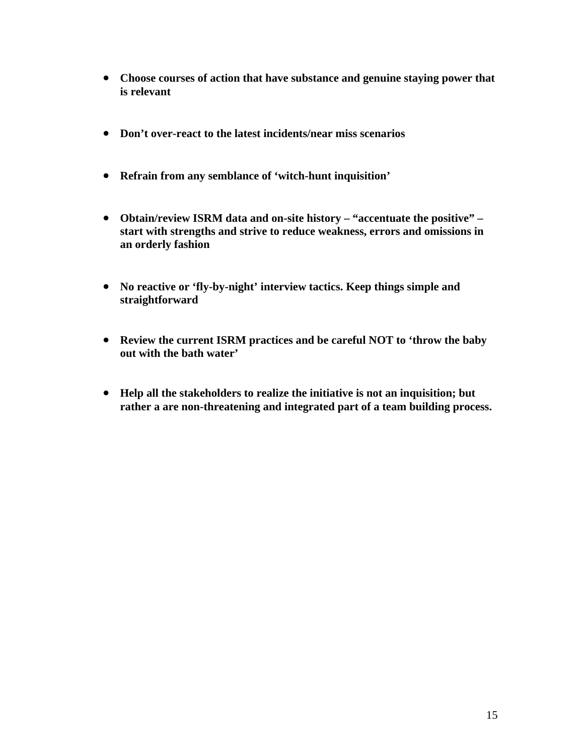- **Choose courses of action that have substance and genuine staying power that is relevant**

- **Don't over-react to the latest incidents/near miss scenarios**

- **Refrain from any semblance of 'witch-hunt inquisition'**

- **Obtain/review ISRM data and on-site history – "accentuate the positive" – start with strengths and strive to reduce weakness, errors and omissions in an orderly fashion**

- **No reactive or 'fly-by-night' interview tactics. Keep things simple and straightforward**

- **Review the current ISRM practices and be careful NOT to 'throw the baby out with the bath water'**

- **Help all the stakeholders to realize the initiative is not an inquisition; but rather a are non-threatening and integrated part of a team building process.**